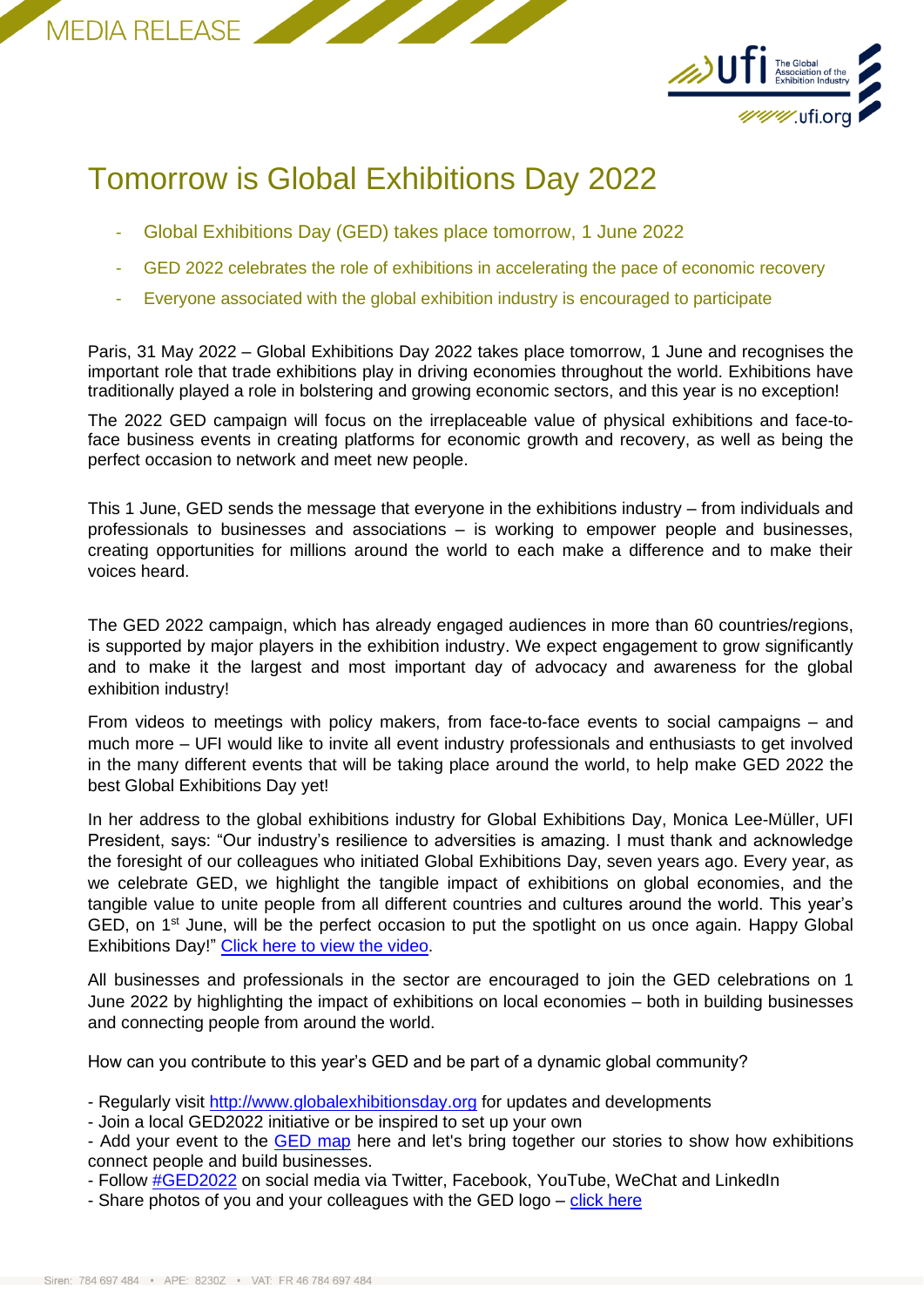MEDIA RELEASE

# Tomorrow is Global Exhibitions Day 2022

- Global Exhibitions Day (GED) takes place tomorrow, 1 June 2022
- GED 2022 celebrates the role of exhibitions in accelerating the pace of economic recovery
- Everyone associated with the global exhibition industry is encouraged to participate

Paris, 31 May 2022 – Global Exhibitions Day 2022 takes place tomorrow, 1 June and recognises the important role that trade exhibitions play in driving economies throughout the world. Exhibitions have traditionally played a role in bolstering and growing economic sectors, and this year is no exception!

The 2022 GED campaign will focus on the irreplaceable value of physical exhibitions and face-to-face business events in creating platforms for economic growth and recovery, as well as being the perfect occasion to network and meet new people.

This 1 June, GED sends the message that everyone in the exhibitions industry – from individuals and professionals to businesses and associations – is working to empower people and businesses, creating opportunities for millions around the world to each make a difference and to make their voices heard.

The GED 2022 campaign, which has already engaged audiences in more than 60 countries/regions, is supported by major players in the exhibition industry. We expect engagement to grow significantly and to make it the largest and most important day of advocacy and awareness for the global exhibition industry!

From videos to meetings with policy makers, from face-to-face events to social campaigns – and much more – UFI would like to invite all event industry professionals and enthusiasts to get involved in the many different events that will be taking place around the world, to help make GED 2022 the best Global Exhibitions Day yet!

In her address to the global exhibitions industry for Global Exhibitions Day, Monica Lee-Müller, UFI President, says: "Our industry's resilience to adversities is amazing. I must thank and acknowledge the foresight of our colleagues who initiated Global Exhibitions Day, seven years ago. Every year, as we celebrate GED, we highlight the tangible impact of exhibitions on global economies, and the tangible value to unite people from all different countries and cultures around the world. This year's GED, on 1st June, will be the perfect occasion to put the spotlight on us once again. Happy Global Exhibitions Day!" Click here to view the video.

All businesses and professionals in the sector are encouraged to join the GED celebrations on 1 June 2022 by highlighting the impact of exhibitions on local economies – both in building businesses and connecting people from around the world.

How can you contribute to this year's GED and be part of a dynamic global community?

- Regularly visit http://www.globalexhibitionsday.org for updates and developments
- Join a local GED2022 initiative or be inspired to set up your own
- Add your event to the GED map here and let's bring together our stories to show how exhibitions connect people and build businesses.
- Follow #GED2022 on social media via Twitter, Facebook, YouTube, WeChat and LinkedIn
- Share photos of you and your colleagues with the GED logo – click here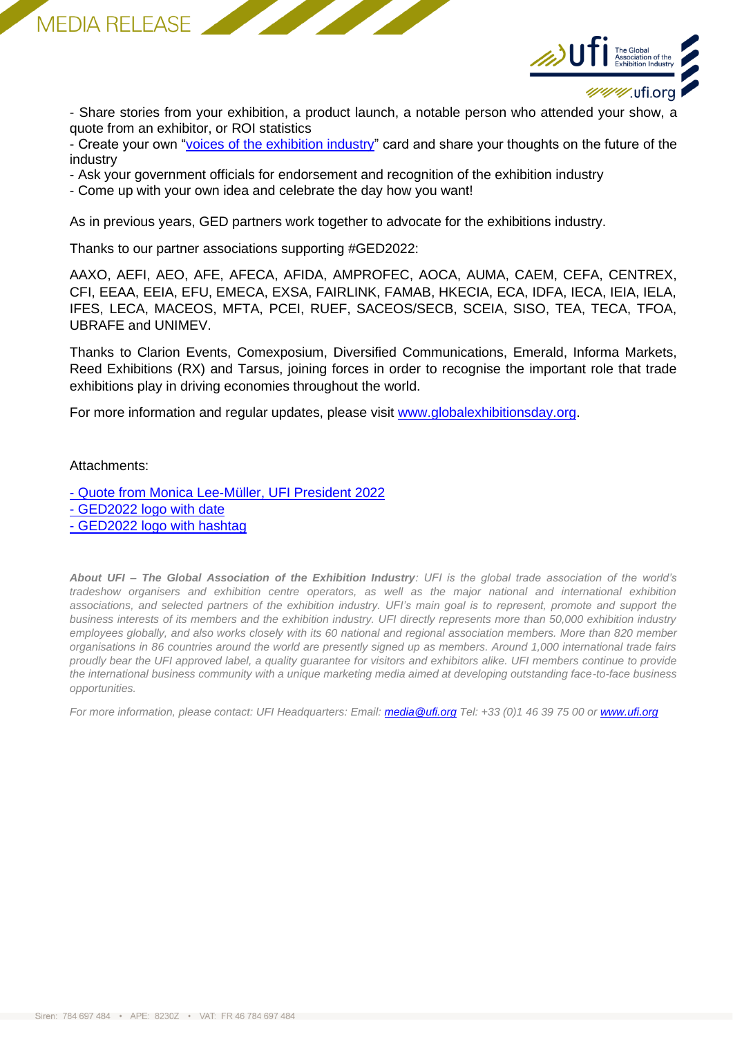- Share stories from your exhibition, a product launch, a notable person who attended your show, a quote from an exhibitor, or ROI statistics
- Create your own "voices of the exhibition industry" card and share your thoughts on the future of the industry
- Ask your government officials for endorsement and recognition of the exhibition industry
- Come up with your own idea and celebrate the day how you want!

As in previous years, GED partners work together to advocate for the exhibitions industry.

Thanks to our partner associations supporting #GED2022:

AAXO, AEFI, AEO, AFE, AFECA, AFIDA, AMPROFEC, AOCA, AUMA, CAEM, CEFA, CENTREX, CFI, EEAA, EEIA, EFU, EMECA, EXSA, FAIRLINK, FAMAB, HKECIA, ECA, IDFA, IECA, IEIA, IELA, IFES, LECA, MACEOS, MFTA, PCEI, RUEF, SACEOS/SECB, SCEIA, SISO, TEA, TECA, TFOA, UBRAFE and UNIMEV.

Thanks to Clarion Events, Comexposium, Diversified Communications, Emerald, Informa Markets, Reed Exhibitions (RX) and Tarsus, joining forces in order to recognise the important role that trade exhibitions play in driving economies throughout the world.

For more information and regular updates, please visit www.globalexhibitionsday.org.

Attachments:

- Quote from Monica Lee-Müller, UFI President 2022
- GED2022 logo with date
- GED2022 logo with hashtag

***About UFI – The Global Association of the Exhibition Industry****: UFI is the global trade association of the world's tradeshow organisers and exhibition centre operators, as well as the major national and international exhibition associations, and selected partners of the exhibition industry. UFI's main goal is to represent, promote and support the business interests of its members and the exhibition industry. UFI directly represents more than 50,000 exhibition industry employees globally, and also works closely with its 60 national and regional association members. More than 820 member organisations in 86 countries around the world are presently signed up as members. Around 1,000 international trade fairs proudly bear the UFI approved label, a quality guarantee for visitors and exhibitors alike. UFI members continue to provide the international business community with a unique marketing media aimed at developing outstanding face-to-face business opportunities.*

*For more information, please contact: UFI Headquarters: Email: media@ufi.org Tel: +33 (0)1 46 39 75 00 or www.ufi.org*

Siren: 784 697 484 • APE: 8230Z • VAT: FR 46 784 697 484